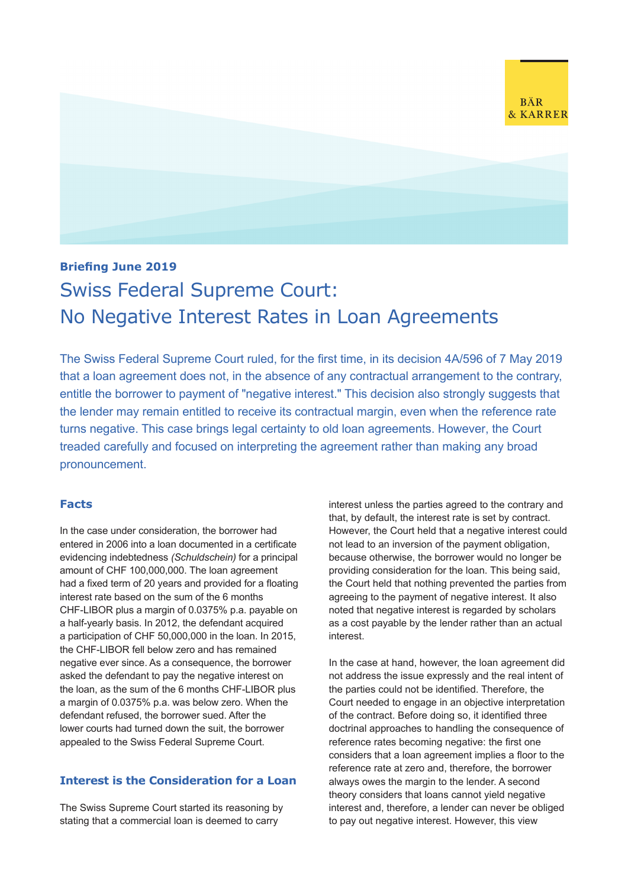BÄR & KARRER

**Briefing June 2019**

# Swiss Federal Supreme Court: No Negative Interest Rates in Loan Agreements

The Swiss Federal Supreme Court ruled, for the first time, in its decision 4A/596 of 7 May 2019 that a loan agreement does not, in the absence of any contractual arrangement to the contrary, entitle the borrower to payment of "negative interest." This decision also strongly suggests that the lender may remain entitled to receive its contractual margin, even when the reference rate turns negative. This case brings legal certainty to old loan agreements. However, the Court treaded carefully and focused on interpreting the agreement rather than making any broad pronouncement.

## Facts

In the case under consideration, the borrower had entered in 2006 into a loan documented in a certificate evidencing indebtedness *(Schuldschein)* for a principal amount of CHF 100,000,000. The loan agreement had a fixed term of 20 years and provided for a floating interest rate based on the sum of the 6 months CHF-LIBOR plus a margin of 0.0375% p.a. payable on a half-yearly basis. In 2012, the defendant acquired a participation of CHF 50,000,000 in the loan. In 2015, the CHF-LIBOR fell below zero and has remained negative ever since. As a consequence, the borrower asked the defendant to pay the negative interest on the loan, as the sum of the 6 months CHF-LIBOR plus a margin of 0.0375% p.a. was below zero. When the defendant refused, the borrower sued. After the lower courts had turned down the suit, the borrower appealed to the Swiss Federal Supreme Court.

## Interest is the Consideration for a Loan

The Swiss Supreme Court started its reasoning by stating that a commercial loan is deemed to carry interest unless the parties agreed to the contrary and that, by default, the interest rate is set by contract. However, the Court held that a negative interest could not lead to an inversion of the payment obligation, because otherwise, the borrower would no longer be providing consideration for the loan. This being said, the Court held that nothing prevented the parties from agreeing to the payment of negative interest. It also noted that negative interest is regarded by scholars as a cost payable by the lender rather than an actual interest.

In the case at hand, however, the loan agreement did not address the issue expressly and the real intent of the parties could not be identified. Therefore, the Court needed to engage in an objective interpretation of the contract. Before doing so, it identified three doctrinal approaches to handling the consequence of reference rates becoming negative: the first one considers that a loan agreement implies a floor to the reference rate at zero and, therefore, the borrower always owes the margin to the lender. A second theory considers that loans cannot yield negative interest and, therefore, a lender can never be obliged to pay out negative interest. However, this view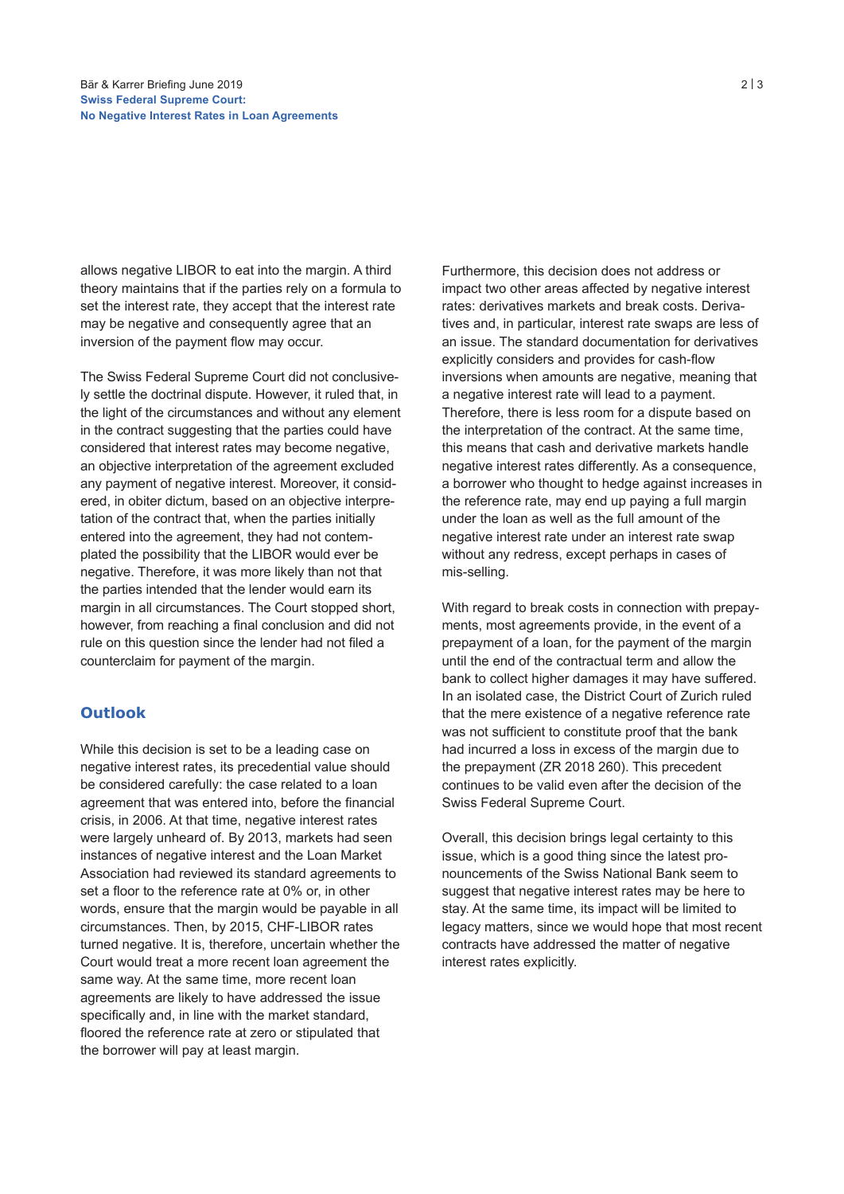allows negative LIBOR to eat into the margin. A third theory maintains that if the parties rely on a formula to set the interest rate, they accept that the interest rate may be negative and consequently agree that an inversion of the payment flow may occur.

The Swiss Federal Supreme Court did not conclusively settle the doctrinal dispute. However, it ruled that, in the light of the circumstances and without any element in the contract suggesting that the parties could have considered that interest rates may become negative, an objective interpretation of the agreement excluded any payment of negative interest. Moreover, it considered, in obiter dictum, based on an objective interpretation of the contract that, when the parties initially entered into the agreement, they had not contemplated the possibility that the LIBOR would ever be negative. Therefore, it was more likely than not that the parties intended that the lender would earn its margin in all circumstances. The Court stopped short, however, from reaching a final conclusion and did not rule on this question since the lender had not filed a counterclaim for payment of the margin.

## Outlook

While this decision is set to be a leading case on negative interest rates, its precedential value should be considered carefully: the case related to a loan agreement that was entered into, before the financial crisis, in 2006. At that time, negative interest rates were largely unheard of. By 2013, markets had seen instances of negative interest and the Loan Market Association had reviewed its standard agreements to set a floor to the reference rate at 0% or, in other words, ensure that the margin would be payable in all circumstances. Then, by 2015, CHF-LIBOR rates turned negative. It is, therefore, uncertain whether the Court would treat a more recent loan agreement the same way. At the same time, more recent loan agreements are likely to have addressed the issue specifically and, in line with the market standard, floored the reference rate at zero or stipulated that the borrower will pay at least margin.

Furthermore, this decision does not address or impact two other areas affected by negative interest rates: derivatives markets and break costs. Derivatives and, in particular, interest rate swaps are less of an issue. The standard documentation for derivatives explicitly considers and provides for cash-flow inversions when amounts are negative, meaning that a negative interest rate will lead to a payment. Therefore, there is less room for a dispute based on the interpretation of the contract. At the same time, this means that cash and derivative markets handle negative interest rates differently. As a consequence, a borrower who thought to hedge against increases in the reference rate, may end up paying a full margin under the loan as well as the full amount of the negative interest rate under an interest rate swap without any redress, except perhaps in cases of mis-selling.

With regard to break costs in connection with prepayments, most agreements provide, in the event of a prepayment of a loan, for the payment of the margin until the end of the contractual term and allow the bank to collect higher damages it may have suffered. In an isolated case, the District Court of Zurich ruled that the mere existence of a negative reference rate was not sufficient to constitute proof that the bank had incurred a loss in excess of the margin due to the prepayment (ZR 2018 260). This precedent continues to be valid even after the decision of the Swiss Federal Supreme Court.

Overall, this decision brings legal certainty to this issue, which is a good thing since the latest pronouncements of the Swiss National Bank seem to suggest that negative interest rates may be here to stay. At the same time, its impact will be limited to legacy matters, since we would hope that most recent contracts have addressed the matter of negative interest rates explicitly.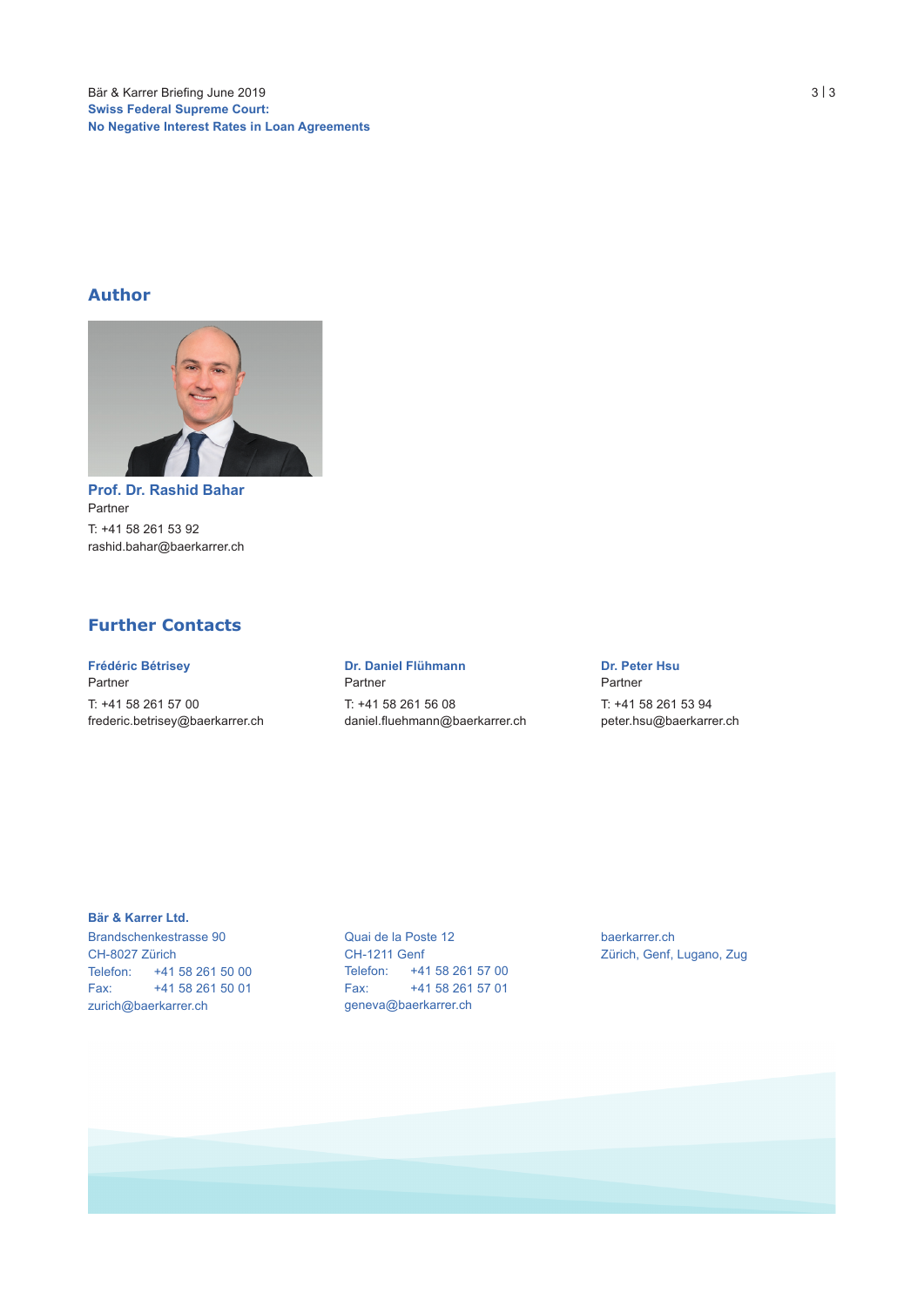## Author

**Prof. Dr. Rashid Bahar**
Partner
T: +41 58 261 53 92
rashid.bahar@baerkarrer.ch

## Further Contacts

**Frédéric Bétrisey**
Partner
T: +41 58 261 57 00
frederic.betrisey@baerkarrer.ch

**Dr. Daniel Flühmann**
Partner
T: +41 58 261 56 08
daniel.fluehmann@baerkarrer.ch

**Dr. Peter Hsu**
Partner
T: +41 58 261 53 94
peter.hsu@baerkarrer.ch

**Bär & Karrer Ltd.**

Brandschenkestrasse 90
CH-8027 Zürich
Telefon: +41 58 261 50 00
Fax: +41 58 261 50 01
zurich@baerkarrer.ch

Quai de la Poste 12
CH-1211 Genf
Telefon: +41 58 261 57 00
Fax: +41 58 261 57 01
geneva@baerkarrer.ch

baerkarrer.ch
Zürich, Genf, Lugano, Zug